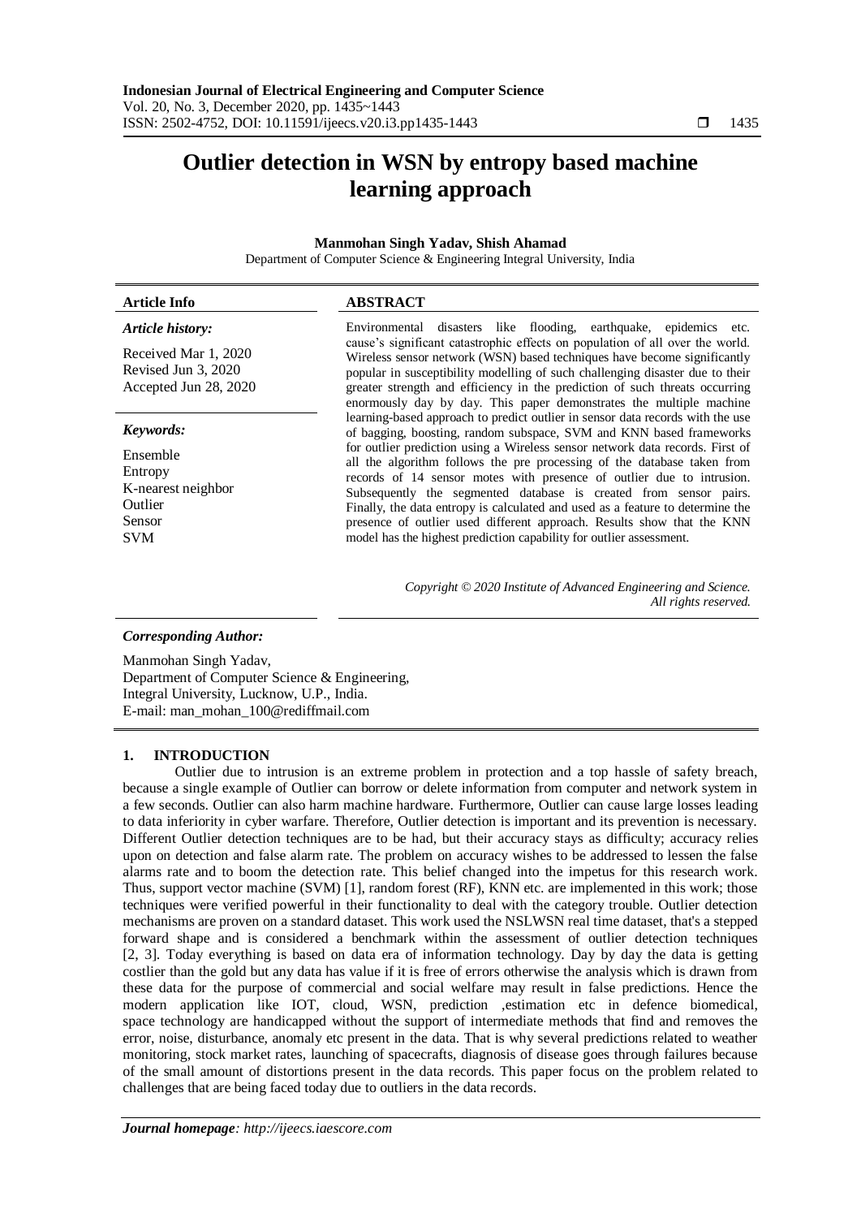# Outlier detection in WSN by entropy based machine learning approach

**Manmohan Singh Yadav, Shish Ahamad**

Department of Computer Science & Engineering Integral University, India

| **Article Info** | **ABSTRACT** |
|---|---|
| ***Article history:***<br>Received Mar 1, 2020<br>Revised Jun 3, 2020<br>Accepted Jun 28, 2020<br><br>***Keywords:***<br>Ensemble<br>Entropy<br>K-nearest neighbor<br>Outlier<br>Sensor<br>SVM | Environmental disasters like flooding, earthquake, epidemics etc. cause's significant catastrophic effects on population of all over the world. Wireless sensor network (WSN) based techniques have become significantly popular in susceptibility modelling of such challenging disaster due to their greater strength and efficiency in the prediction of such threats occurring enormously day by day. This paper demonstrates the multiple machine learning-based approach to predict outlier in sensor data records with the use of bagging, boosting, random subspace, SVM and KNN based frameworks for outlier prediction using a Wireless sensor network data records. First of all the algorithm follows the pre processing of the database taken from records of 14 sensor motes with presence of outlier due to intrusion. Subsequently the segmented database is created from sensor pairs. Finally, the data entropy is calculated and used as a feature to determine the presence of outlier used different approach. Results show that the KNN model has the highest prediction capability for outlier assessment.<br><br>*Copyright © 2020 Institute of Advanced Engineering and Science. All rights reserved.* |

***Corresponding Author:***

Manmohan Singh Yadav,
Department of Computer Science & Engineering,
Integral University, Lucknow, U.P., India.
E-mail: man_mohan_100@rediffmail.com

## 1. INTRODUCTION

Outlier due to intrusion is an extreme problem in protection and a top hassle of safety breach, because a single example of Outlier can borrow or delete information from computer and network system in a few seconds. Outlier can also harm machine hardware. Furthermore, Outlier can cause large losses leading to data inferiority in cyber warfare. Therefore, Outlier detection is important and its prevention is necessary. Different Outlier detection techniques are to be had, but their accuracy stays as difficulty; accuracy relies upon on detection and false alarm rate. The problem on accuracy wishes to be addressed to lessen the false alarms rate and to boom the detection rate. This belief changed into the impetus for this research work. Thus, support vector machine (SVM) [1], random forest (RF), KNN etc. are implemented in this work; those techniques were verified powerful in their functionality to deal with the category trouble. Outlier detection mechanisms are proven on a standard dataset. This work used the NSLWSN real time dataset, that's a stepped forward shape and is considered a benchmark within the assessment of outlier detection techniques [2, 3]. Today everything is based on data era of information technology. Day by day the data is getting costlier than the gold but any data has value if it is free of errors otherwise the analysis which is drawn from these data for the purpose of commercial and social welfare may result in false predictions. Hence the modern application like IOT, cloud, WSN, prediction ,estimation etc in defence biomedical, space technology are handicapped without the support of intermediate methods that find and removes the error, noise, disturbance, anomaly etc present in the data. That is why several predictions related to weather monitoring, stock market rates, launching of spacecrafts, diagnosis of disease goes through failures because of the small amount of distortions present in the data records. This paper focus on the problem related to challenges that are being faced today due to outliers in the data records.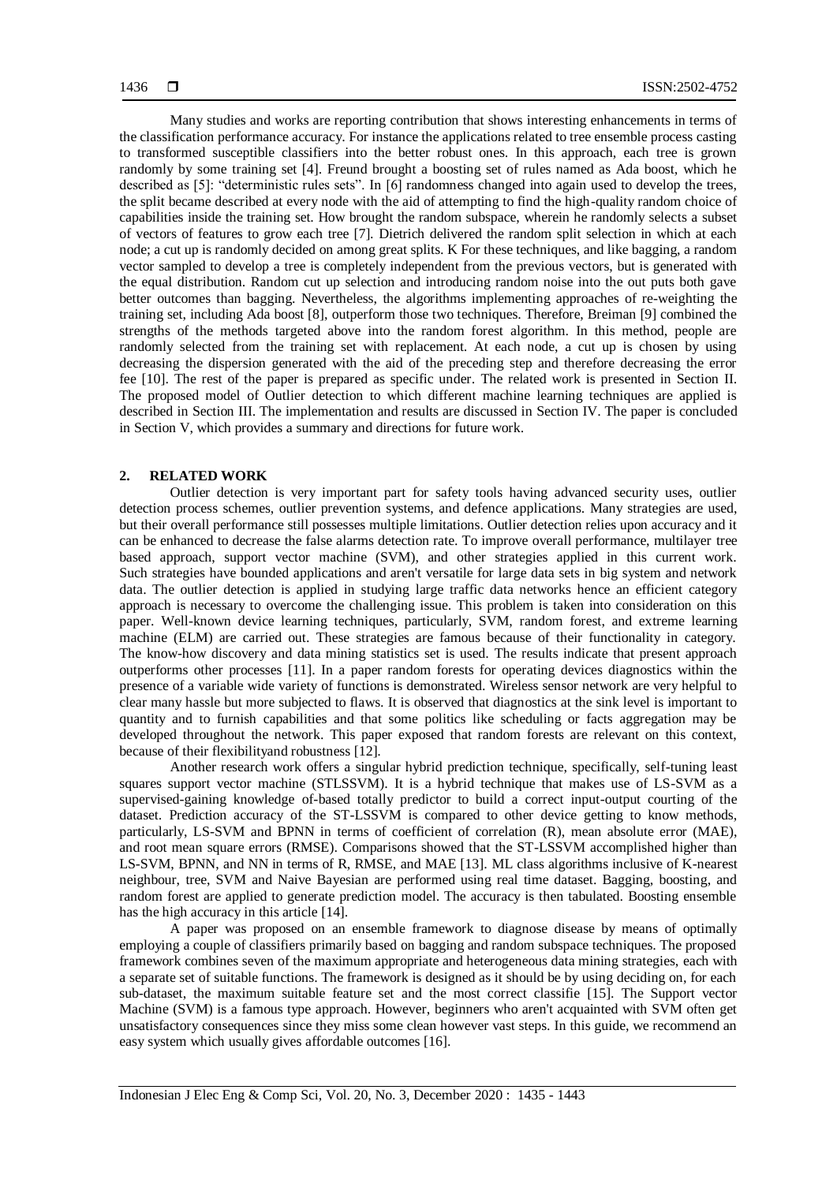Many studies and works are reporting contribution that shows interesting enhancements in terms of the classification performance accuracy. For instance the applications related to tree ensemble process casting to transformed susceptible classifiers into the better robust ones. In this approach, each tree is grown randomly by some training set [4]. Freund brought a boosting set of rules named as Ada boost, which he described as [5]: "deterministic rules sets". In [6] randomness changed into again used to develop the trees, the split became described at every node with the aid of attempting to find the high-quality random choice of capabilities inside the training set. How brought the random subspace, wherein he randomly selects a subset of vectors of features to grow each tree [7]. Dietrich delivered the random split selection in which at each node; a cut up is randomly decided on among great splits. K For these techniques, and like bagging, a random vector sampled to develop a tree is completely independent from the previous vectors, but is generated with the equal distribution. Random cut up selection and introducing random noise into the out puts both gave better outcomes than bagging. Nevertheless, the algorithms implementing approaches of re-weighting the training set, including Ada boost [8], outperform those two techniques. Therefore, Breiman [9] combined the strengths of the methods targeted above into the random forest algorithm. In this method, people are randomly selected from the training set with replacement. At each node, a cut up is chosen by using decreasing the dispersion generated with the aid of the preceding step and therefore decreasing the error fee [10]. The rest of the paper is prepared as specific under. The related work is presented in Section II. The proposed model of Outlier detection to which different machine learning techniques are applied is described in Section III. The implementation and results are discussed in Section IV. The paper is concluded in Section V, which provides a summary and directions for future work.

## 2. RELATED WORK

Outlier detection is very important part for safety tools having advanced security uses, outlier detection process schemes, outlier prevention systems, and defence applications. Many strategies are used, but their overall performance still possesses multiple limitations. Outlier detection relies upon accuracy and it can be enhanced to decrease the false alarms detection rate. To improve overall performance, multilayer tree based approach, support vector machine (SVM), and other strategies applied in this current work. Such strategies have bounded applications and aren't versatile for large data sets in big system and network data. The outlier detection is applied in studying large traffic data networks hence an efficient category approach is necessary to overcome the challenging issue. This problem is taken into consideration on this paper. Well-known device learning techniques, particularly, SVM, random forest, and extreme learning machine (ELM) are carried out. These strategies are famous because of their functionality in category. The know-how discovery and data mining statistics set is used. The results indicate that present approach outperforms other processes [11]. In a paper random forests for operating devices diagnostics within the presence of a variable wide variety of functions is demonstrated. Wireless sensor network are very helpful to clear many hassle but more subjected to flaws. It is observed that diagnostics at the sink level is important to quantity and to furnish capabilities and that some politics like scheduling or facts aggregation may be developed throughout the network. This paper exposed that random forests are relevant on this context, because of their flexibilityand robustness [12].

Another research work offers a singular hybrid prediction technique, specifically, self-tuning least squares support vector machine (STLSSVM). It is a hybrid technique that makes use of LS-SVM as a supervised-gaining knowledge of-based totally predictor to build a correct input-output courting of the dataset. Prediction accuracy of the ST-LSSVM is compared to other device getting to know methods, particularly, LS-SVM and BPNN in terms of coefficient of correlation (R), mean absolute error (MAE), and root mean square errors (RMSE). Comparisons showed that the ST-LSSVM accomplished higher than LS-SVM, BPNN, and NN in terms of R, RMSE, and MAE [13]. ML class algorithms inclusive of K-nearest neighbour, tree, SVM and Naive Bayesian are performed using real time dataset. Bagging, boosting, and random forest are applied to generate prediction model. The accuracy is then tabulated. Boosting ensemble has the high accuracy in this article [14].

A paper was proposed on an ensemble framework to diagnose disease by means of optimally employing a couple of classifiers primarily based on bagging and random subspace techniques. The proposed framework combines seven of the maximum appropriate and heterogeneous data mining strategies, each with a separate set of suitable functions. The framework is designed as it should be by using deciding on, for each sub-dataset, the maximum suitable feature set and the most correct classifie [15]. The Support vector Machine (SVM) is a famous type approach. However, beginners who aren't acquainted with SVM often get unsatisfactory consequences since they miss some clean however vast steps. In this guide, we recommend an easy system which usually gives affordable outcomes [16].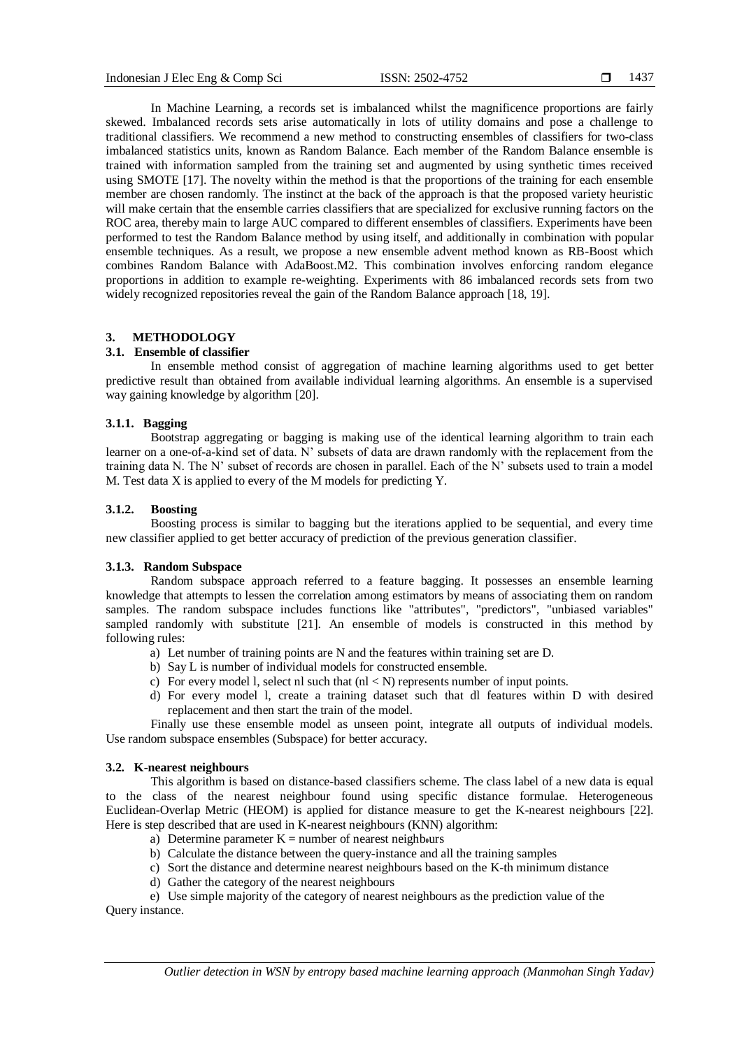In Machine Learning, a records set is imbalanced whilst the magnificence proportions are fairly skewed. Imbalanced records sets arise automatically in lots of utility domains and pose a challenge to traditional classifiers. We recommend a new method to constructing ensembles of classifiers for two-class imbalanced statistics units, known as Random Balance. Each member of the Random Balance ensemble is trained with information sampled from the training set and augmented by using synthetic times received using SMOTE [17]. The novelty within the method is that the proportions of the training for each ensemble member are chosen randomly. The instinct at the back of the approach is that the proposed variety heuristic will make certain that the ensemble carries classifiers that are specialized for exclusive running factors on the ROC area, thereby main to large AUC compared to different ensembles of classifiers. Experiments have been performed to test the Random Balance method by using itself, and additionally in combination with popular ensemble techniques. As a result, we propose a new ensemble advent method known as RB-Boost which combines Random Balance with AdaBoost.M2. This combination involves enforcing random elegance proportions in addition to example re-weighting. Experiments with 86 imbalanced records sets from two widely recognized repositories reveal the gain of the Random Balance approach [18, 19].

## 3. METHODOLOGY

### 3.1. Ensemble of classifier

In ensemble method consist of aggregation of machine learning algorithms used to get better predictive result than obtained from available individual learning algorithms. An ensemble is a supervised way gaining knowledge by algorithm [20].

#### 3.1.1. Bagging

Bootstrap aggregating or bagging is making use of the identical learning algorithm to train each learner on a one-of-a-kind set of data. N' subsets of data are drawn randomly with the replacement from the training data N. The N' subset of records are chosen in parallel. Each of the N' subsets used to train a model M. Test data X is applied to every of the M models for predicting Y.

#### 3.1.2. Boosting

Boosting process is similar to bagging but the iterations applied to be sequential, and every time new classifier applied to get better accuracy of prediction of the previous generation classifier.

#### 3.1.3. Random Subspace

Random subspace approach referred to a feature bagging. It possesses an ensemble learning knowledge that attempts to lessen the correlation among estimators by means of associating them on random samples. The random subspace includes functions like "attributes", "predictors", "unbiased variables" sampled randomly with substitute [21]. An ensemble of models is constructed in this method by following rules:

a) Let number of training points are N and the features within training set are D.
b) Say L is number of individual models for constructed ensemble.
c) For every model l, select nl such that (nl < N) represents number of input points.
d) For every model l, create a training dataset such that dl features within D with desired replacement and then start the train of the model.

Finally use these ensemble model as unseen point, integrate all outputs of individual models. Use random subspace ensembles (Subspace) for better accuracy.

### 3.2. K-nearest neighbours

This algorithm is based on distance-based classifiers scheme. The class label of a new data is equal to the class of the nearest neighbour found using specific distance formulae. Heterogeneous Euclidean-Overlap Metric (HEOM) is applied for distance measure to get the K-nearest neighbours [22]. Here is step described that are used in K-nearest neighbours (KNN) algorithm:

a) Determine parameter K = number of nearest neighbours
b) Calculate the distance between the query-instance and all the training samples
c) Sort the distance and determine nearest neighbours based on the K-th minimum distance
d) Gather the category of the nearest neighbours
e) Use simple majority of the category of nearest neighbours as the prediction value of the Query instance.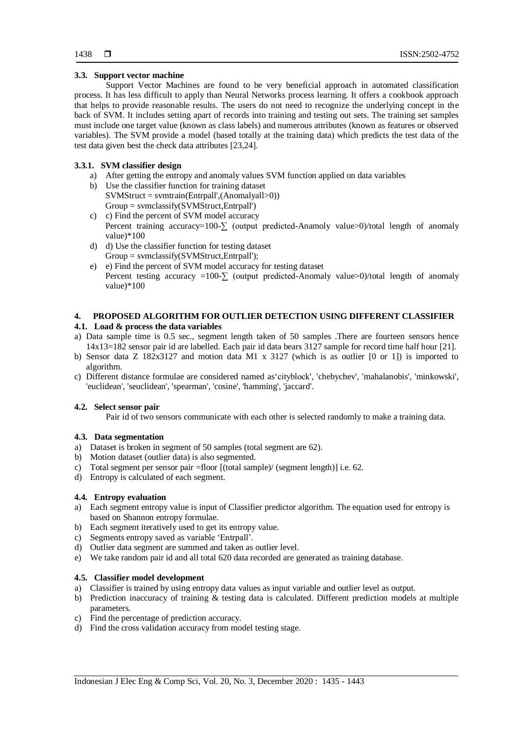### 3.3. Support vector machine

Support Vector Machines are found to be very beneficial approach in automated classification process. It has less difficult to apply than Neural Networks process learning. It offers a cookbook approach that helps to provide reasonable results. The users do not need to recognize the underlying concept in the back of SVM. It includes setting apart of records into training and testing out sets. The training set samples must include one target value (known as class labels) and numerous attributes (known as features or observed variables). The SVM provide a model (based totally at the training data) which predicts the test data of the test data given best the check data attributes [23,24].

#### 3.3.1. SVM classifier design

a) After getting the entropy and anomaly values SVM function applied on data variables
b) Use the classifier function for training dataset
   SVMStruct = svmtrain(Entrpall',(Anomalyall>0))
   Group = svmclassify(SVMStruct,Entrpall')
c) c) Find the percent of SVM model accuracy
   Percent training accuracy=100-∑ (output predicted-Anamoly value>0)/total length of anomaly value)*100
d) d) Use the classifier function for testing dataset
   Group = svmclassify(SVMStruct,Entrpall');
e) e) Find the percent of SVM model accuracy for testing dataset
   Percent testing accuracy =100-∑ (output predicted-Anomaly value>0)/total length of anomaly value)*100

## 4. PROPOSED ALGORITHM FOR OUTLIER DETECTION USING DIFFERENT CLASSIFIER

### 4.1. Load & process the data variables

a) Data sample time is 0.5 sec., segment length taken of 50 samples .There are fourteen sensors hence 14x13=182 sensor pair id are labelled. Each pair id data bears 3127 sample for record time half hour [21].
b) Sensor data Z 182x3127 and motion data M1 x 3127 (which is as outlier [0 or 1]) is imported to algorithm.
c) Different distance formulae are considered named as'cityblock', 'chebychev', 'mahalanobis', 'minkowski', 'euclidean', 'seuclidean', 'spearman', 'cosine', 'hamming', 'jaccard'.

### 4.2. Select sensor pair

Pair id of two sensors communicate with each other is selected randomly to make a training data.

### 4.3. Data segmentation

a) Dataset is broken in segment of 50 samples (total segment are 62).
b) Motion dataset (outlier data) is also segmented.
c) Total segment per sensor pair =floor [(total sample)/ (segment length)] i.e. 62.
d) Entropy is calculated of each segment.

### 4.4. Entropy evaluation

a) Each segment entropy value is input of Classifier predictor algorithm. The equation used for entropy is based on Shannon entropy formulae.
b) Each segment iteratively used to get its entropy value.
c) Segments entropy saved as variable 'Entrpall'.
d) Outlier data segment are summed and taken as outlier level.
e) We take random pair id and all total 620 data recorded are generated as training database.

### 4.5. Classifier model development

a) Classifier is trained by using entropy data values as input variable and outlier level as output.
b) Prediction inaccuracy of training & testing data is calculated. Different prediction models at multiple parameters.
c) Find the percentage of prediction accuracy.
d) Find the cross validation accuracy from model testing stage.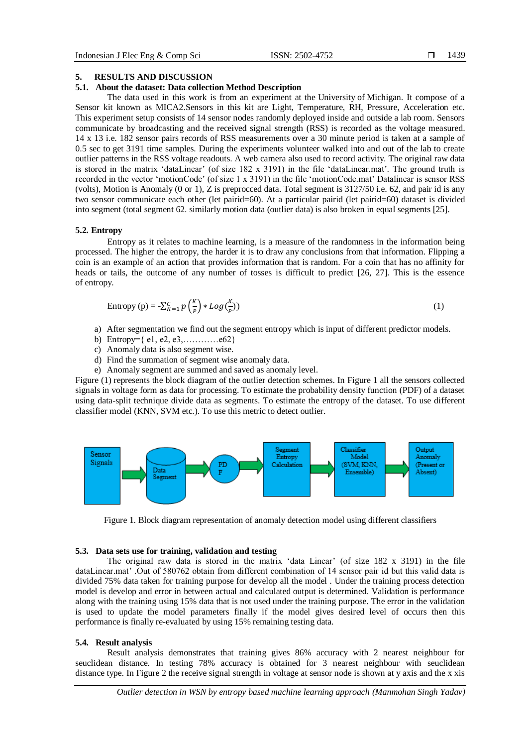## 5. RESULTS AND DISCUSSION

### 5.1. About the dataset: Data collection Method Description

The data used in this work is from an experiment at the University of Michigan. It compose of a Sensor kit known as MICA2.Sensors in this kit are Light, Temperature, RH, Pressure, Acceleration etc. This experiment setup consists of 14 sensor nodes randomly deployed inside and outside a lab room. Sensors communicate by broadcasting and the received signal strength (RSS) is recorded as the voltage measured. 14 x 13 i.e. 182 sensor pairs records of RSS measurements over a 30 minute period is taken at a sample of 0.5 sec to get 3191 time samples. During the experiments volunteer walked into and out of the lab to create outlier patterns in the RSS voltage readouts. A web camera also used to record activity. The original raw data is stored in the matrix 'dataLinear' (of size 182 x 3191) in the file 'dataLinear.mat'. The ground truth is recorded in the vector 'motionCode' (of size 1 x 3191) in the file 'motionCode.mat' Datalinear is sensor RSS (volts), Motion is Anomaly (0 or 1), Z is preprocced data. Total segment is 3127/50 i.e. 62, and pair id is any two sensor communicate each other (let pairid=60). At a particular pairid (let pairid=60) dataset is divided into segment (total segment 62. similarly motion data (outlier data) is also broken in equal segments [25].

### 5.2. Entropy

Entropy as it relates to machine learning, is a measure of the randomness in the information being processed. The higher the entropy, the harder it is to draw any conclusions from that information. Flipping a coin is an example of an action that provides information that is random. For a coin that has no affinity for heads or tails, the outcome of any number of tosses is difficult to predict [26, 27]. This is the essence of entropy.

$$\text{Entropy (p)} = -\sum_{K=1}^{C} p\left(\frac{K}{P}\right) * Log\left(\frac{K}{P}\right)) \tag{1}$$

a) After segmentation we find out the segment entropy which is input of different predictor models.
b) Entropy={ e1, e2, e3,…………e62}
c) Anomaly data is also segment wise.
d) Find the summation of segment wise anomaly data.
e) Anomaly segment are summed and saved as anomaly level.

Figure (1) represents the block diagram of the outlier detection schemes. In Figure 1 all the sensors collected signals in voltage form as data for processing. To estimate the probability density function (PDF) of a dataset using data-split technique divide data as segments. To estimate the entropy of the dataset. To use different classifier model (KNN, SVM etc.). To use this metric to detect outlier.

Sensor Signals → Data Segment → PDF → Segment Entropy Calculation → Classifier Model (SVM, KNN, Ensemble) → Output Anomaly (Present or Absent)

Figure 1. Block diagram representation of anomaly detection model using different classifiers

### 5.3. Data sets use for training, validation and testing

The original raw data is stored in the matrix 'data Linear' (of size 182 x 3191) in the file dataLinear.mat' .Out of 580762 obtain from different combination of 14 sensor pair id but this valid data is divided 75% data taken for training purpose for develop all the model . Under the training process detection model is develop and error in between actual and calculated output is determined. Validation is performance along with the training using 15% data that is not used under the training purpose. The error in the validation is used to update the model parameters finally if the model gives desired level of occurs then this performance is finally re-evaluated by using 15% remaining testing data.

### 5.4. Result analysis

Result analysis demonstrates that training gives 86% accuracy with 2 nearest neighbour for seuclidean distance. In testing 78% accuracy is obtained for 3 nearest neighbour with seuclidean distance type. In Figure 2 the receive signal strength in voltage at sensor node is shown at y axis and the x xis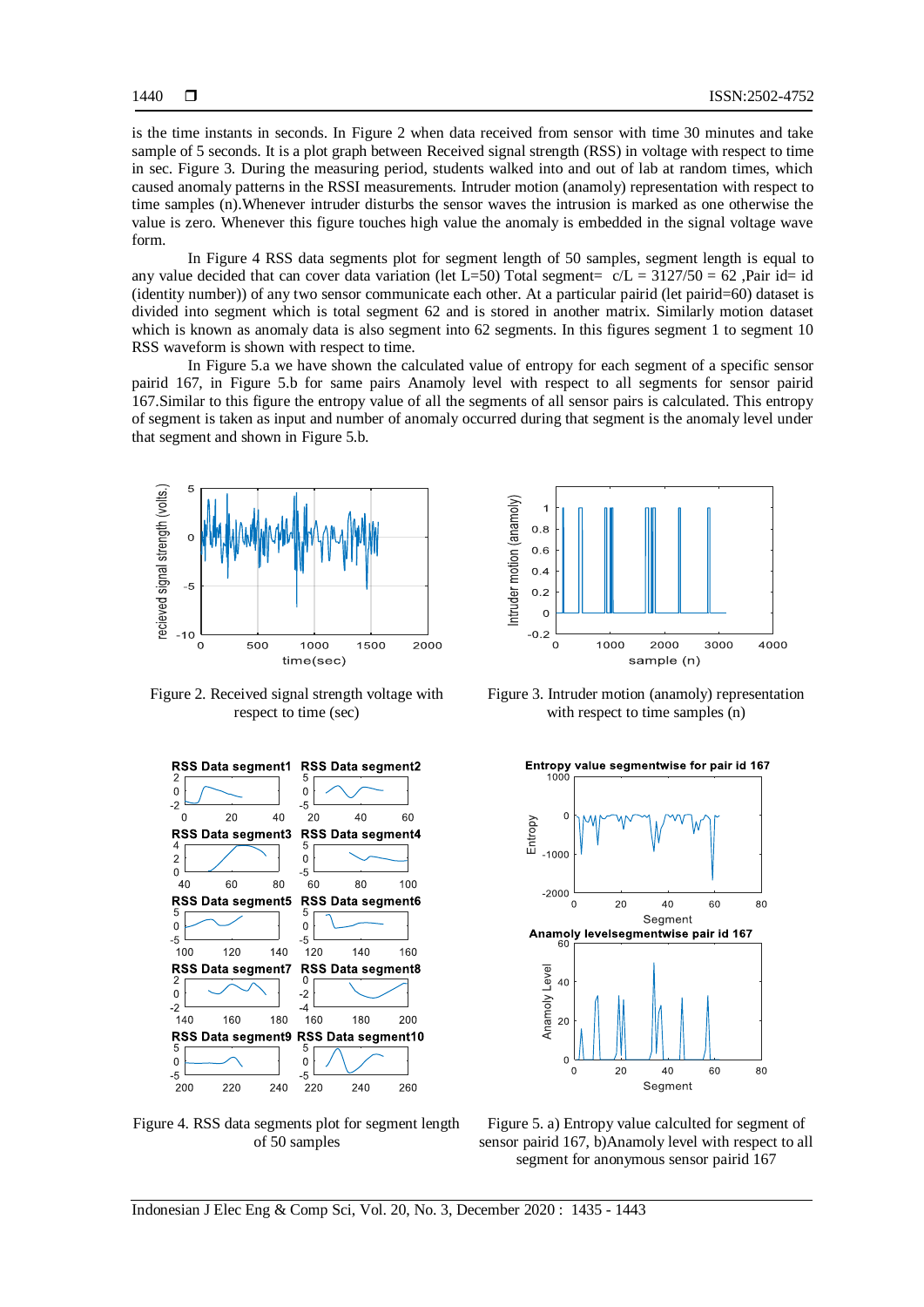is the time instants in seconds. In Figure 2 when data received from sensor with time 30 minutes and take sample of 5 seconds. It is a plot graph between Received signal strength (RSS) in voltage with respect to time in sec. Figure 3. During the measuring period, students walked into and out of lab at random times, which caused anomaly patterns in the RSSI measurements. Intruder motion (anamoly) representation with respect to time samples (n).Whenever intruder disturbs the sensor waves the intrusion is marked as one otherwise the value is zero. Whenever this figure touches high value the anomaly is embedded in the signal voltage wave form.

In Figure 4 RSS data segments plot for segment length of 50 samples, segment length is equal to any value decided that can cover data variation (let L=50) Total segment= c/L = 3127/50 = 62 ,Pair id= id (identity number)) of any two sensor communicate each other. At a particular pairid (let pairid=60) dataset is divided into segment which is total segment 62 and is stored in another matrix. Similarly motion dataset which is known as anomaly data is also segment into 62 segments. In this figures segment 1 to segment 10 RSS waveform is shown with respect to time.

In Figure 5.a we have shown the calculated value of entropy for each segment of a specific sensor pairid 167, in Figure 5.b for same pairs Anamoly level with respect to all segments for sensor pairid 167.Similar to this figure the entropy value of all the segments of all sensor pairs is calculated. This entropy of segment is taken as input and number of anomaly occurred during that segment is the anomaly level under that segment and shown in Figure 5.b.

Figure 2. Received signal strength voltage with respect to time (sec)

Figure 3. Intruder motion (anamoly) representation with respect to time samples (n)

Figure 4. RSS data segments plot for segment length of 50 samples

Figure 5. a) Entropy value calculted for segment of sensor pairid 167, b)Anamoly level with respect to all segment for anonymous sensor pairid 167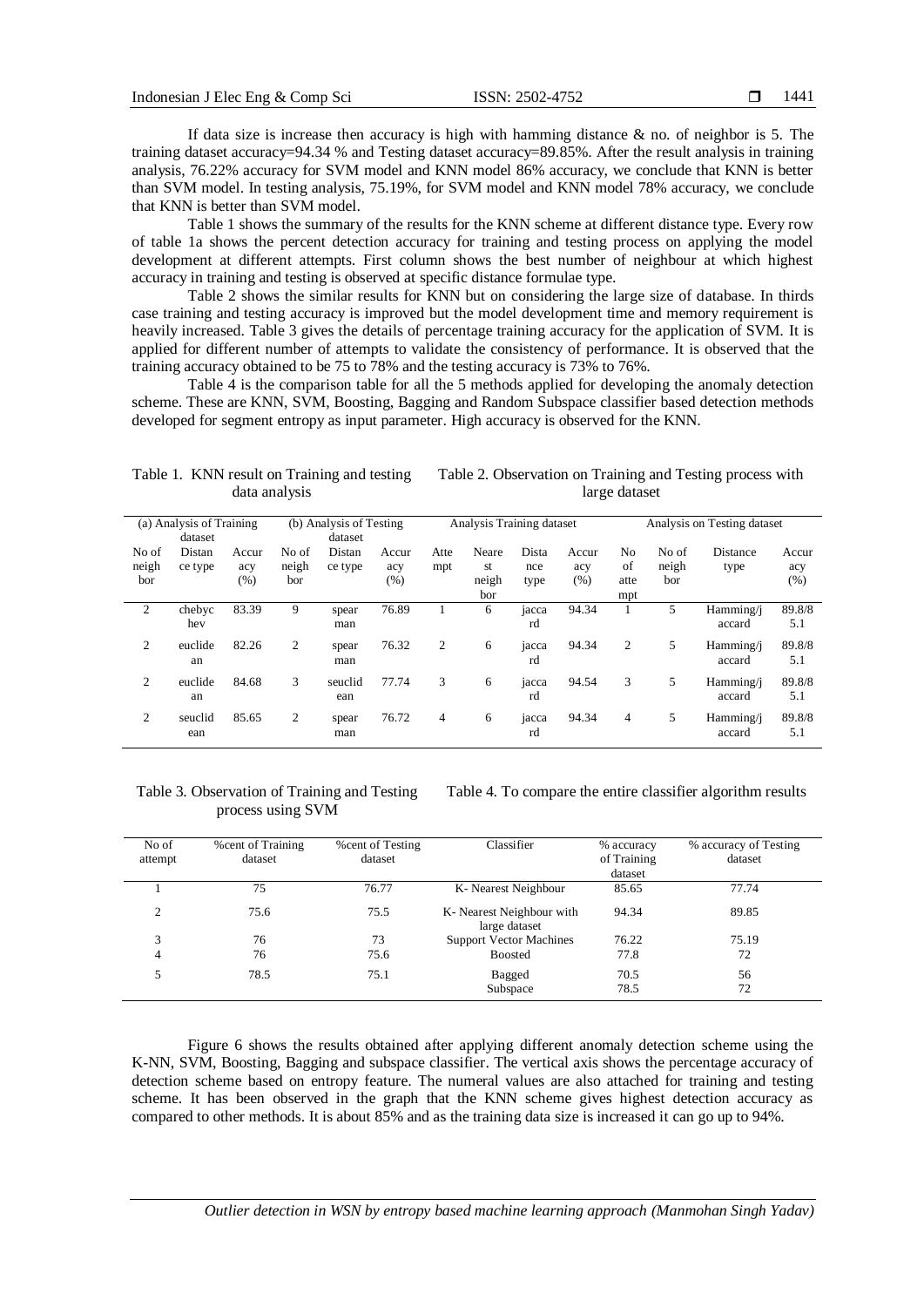If data size is increase then accuracy is high with hamming distance & no. of neighbor is 5. The training dataset accuracy=94.34 % and Testing dataset accuracy=89.85%. After the result analysis in training analysis, 76.22% accuracy for SVM model and KNN model 86% accuracy, we conclude that KNN is better than SVM model. In testing analysis, 75.19%, for SVM model and KNN model 78% accuracy, we conclude that KNN is better than SVM model.

Table 1 shows the summary of the results for the KNN scheme at different distance type. Every row of table 1a shows the percent detection accuracy for training and testing process on applying the model development at different attempts. First column shows the best number of neighbour at which highest accuracy in training and testing is observed at specific distance formulae type.

Table 2 shows the similar results for KNN but on considering the large size of database. In thirds case training and testing accuracy is improved but the model development time and memory requirement is heavily increased. Table 3 gives the details of percentage training accuracy for the application of SVM. It is applied for different number of attempts to validate the consistency of performance. It is observed that the training accuracy obtained to be 75 to 78% and the testing accuracy is 73% to 76%.

Table 4 is the comparison table for all the 5 methods applied for developing the anomaly detection scheme. These are KNN, SVM, Boosting, Bagging and Random Subspace classifier based detection methods developed for segment entropy as input parameter. High accuracy is observed for the KNN.

Table 1. KNN result on Training and testing data analysis

| (a) Analysis of Training dataset | | | (b) Analysis of Testing dataset | | |
|---|---|---|---|---|---|
| No of neighbor | Distance type | Accuracy (%) | No of neighbor | Distance type | Accuracy (%) |
| 2 | chebychev | 83.39 | 9 | spearman | 76.89 |
| 2 | euclidean | 82.26 | 2 | spearman | 76.32 |
| 2 | euclidean | 84.68 | 3 | seuclidean | 77.74 |
| 2 | seuclidean | 85.65 | 2 | spearman | 76.72 |

Table 2. Observation on Training and Testing process with large dataset

| Analysis Training dataset | | | | Analysis on Testing dataset | | | |
|---|---|---|---|---|---|---|---|
| Attempt | Nearest neighbor | Distance type | Accuracy (%) | No of attempt | No of neighbor | Distance type | Accuracy (%) |
| 1 | 6 | jaccard | 94.34 | 1 | 5 | Hamming/jaccard | 89.8/85.1 |
| 2 | 6 | jaccard | 94.34 | 2 | 5 | Hamming/jaccard | 89.8/85.1 |
| 3 | 6 | jaccard | 94.54 | 3 | 5 | Hamming/jaccard | 89.8/85.1 |
| 4 | 6 | jaccard | 94.34 | 4 | 5 | Hamming/jaccard | 89.8/85.1 |

Table 3. Observation of Training and Testing process using SVM

| No of attempt | %cent of Training dataset | %cent of Testing dataset |
|---|---|---|
| 1 | 75 | 76.77 |
| 2 | 75.6 | 75.5 |
| 3 | 76 | 73 |
| 4 | 76 | 75.6 |
| 5 | 78.5 | 75.1 |

Table 4. To compare the entire classifier algorithm results

| Classifier | % accuracy of Training dataset | % accuracy of Testing dataset |
|---|---|---|
| K- Nearest Neighbour | 85.65 | 77.74 |
| K- Nearest Neighbour with large dataset | 94.34 | 89.85 |
| Support Vector Machines | 76.22 | 75.19 |
| Boosted | 77.8 | 72 |
| Bagged | 70.5 | 56 |
| Subspace | 78.5 | 72 |

Figure 6 shows the results obtained after applying different anomaly detection scheme using the K-NN, SVM, Boosting, Bagging and subspace classifier. The vertical axis shows the percentage accuracy of detection scheme based on entropy feature. The numeral values are also attached for training and testing scheme. It has been observed in the graph that the KNN scheme gives highest detection accuracy as compared to other methods. It is about 85% and as the training data size is increased it can go up to 94%.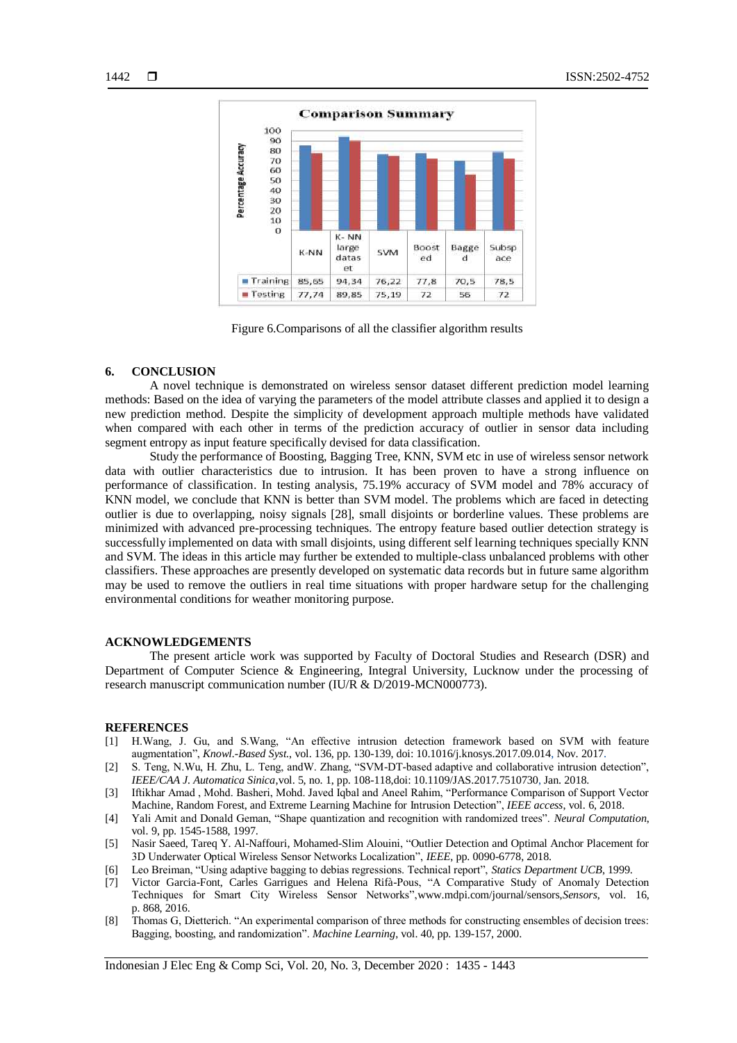**Comparison Summary**

| | K-NN | K- NN large dataset | SVM | Boosted | Bagged | Subspace |
|---|---|---|---|---|---|---|
| Training | 85,65 | 94,34 | 76,22 | 77,8 | 70,5 | 78,5 |
| Testing | 77,74 | 89,85 | 75,19 | 72 | 56 | 72 |

Figure 6.Comparisons of all the classifier algorithm results

## 6. CONCLUSION

A novel technique is demonstrated on wireless sensor dataset different prediction model learning methods: Based on the idea of varying the parameters of the model attribute classes and applied it to design a new prediction method. Despite the simplicity of development approach multiple methods have validated when compared with each other in terms of the prediction accuracy of outlier in sensor data including segment entropy as input feature specifically devised for data classification.

Study the performance of Boosting, Bagging Tree, KNN, SVM etc in use of wireless sensor network data with outlier characteristics due to intrusion. It has been proven to have a strong influence on performance of classification. In testing analysis, 75.19% accuracy of SVM model and 78% accuracy of KNN model, we conclude that KNN is better than SVM model. The problems which are faced in detecting outlier is due to overlapping, noisy signals [28], small disjoints or borderline values. These problems are minimized with advanced pre-processing techniques. The entropy feature based outlier detection strategy is successfully implemented on data with small disjoints, using different self learning techniques specially KNN and SVM. The ideas in this article may further be extended to multiple-class unbalanced problems with other classifiers. These approaches are presently developed on systematic data records but in future same algorithm may be used to remove the outliers in real time situations with proper hardware setup for the challenging environmental conditions for weather monitoring purpose.

## ACKNOWLEDGEMENTS

The present article work was supported by Faculty of Doctoral Studies and Research (DSR) and Department of Computer Science & Engineering, Integral University, Lucknow under the processing of research manuscript communication number (IU/R & D/2019-MCN000773).

## REFERENCES

[1] H.Wang, J. Gu, and S.Wang, "An effective intrusion detection framework based on SVM with feature augmentation", *Knowl.-Based Syst.*, vol. 136, pp. 130-139, doi: 10.1016/j.knosys.2017.09.014, Nov. 2017.

[2] S. Teng, N.Wu, H. Zhu, L. Teng, andW. Zhang, "SVM-DT-based adaptive and collaborative intrusion detection", *IEEE/CAA J. Automatica Sinica*,vol. 5, no. 1, pp. 108-118,doi: 10.1109/JAS.2017.7510730, Jan. 2018.

[3] Iftikhar Amad , Mohd. Basheri, Mohd. Javed Iqbal and Aneel Rahim, "Performance Comparison of Support Vector Machine, Random Forest, and Extreme Learning Machine for Intrusion Detection", *IEEE access*, vol. 6, 2018.

[4] Yali Amit and Donald Geman, "Shape quantization and recognition with randomized trees". *Neural Computation*, vol. 9, pp. 1545-1588, 1997.

[5] Nasir Saeed, Tareq Y. Al-Naffouri, Mohamed-Slim Alouini, "Outlier Detection and Optimal Anchor Placement for 3D Underwater Optical Wireless Sensor Networks Localization", *IEEE*, pp. 0090-6778, 2018.

[6] Leo Breiman, "Using adaptive bagging to debias regressions. Technical report", *Statics Department UCB*, 1999.

[7] Victor Garcia-Font, Carles Garrigues and Helena Rifà-Pous, "A Comparative Study of Anomaly Detection Techniques for Smart City Wireless Sensor Networks",www.mdpi.com/journal/sensors,*Sensors*, vol. 16, p. 868, 2016.

[8] Thomas G, Dietterich. "An experimental comparison of three methods for constructing ensembles of decision trees: Bagging, boosting, and randomization". *Machine Learning*, vol. 40, pp. 139-157, 2000.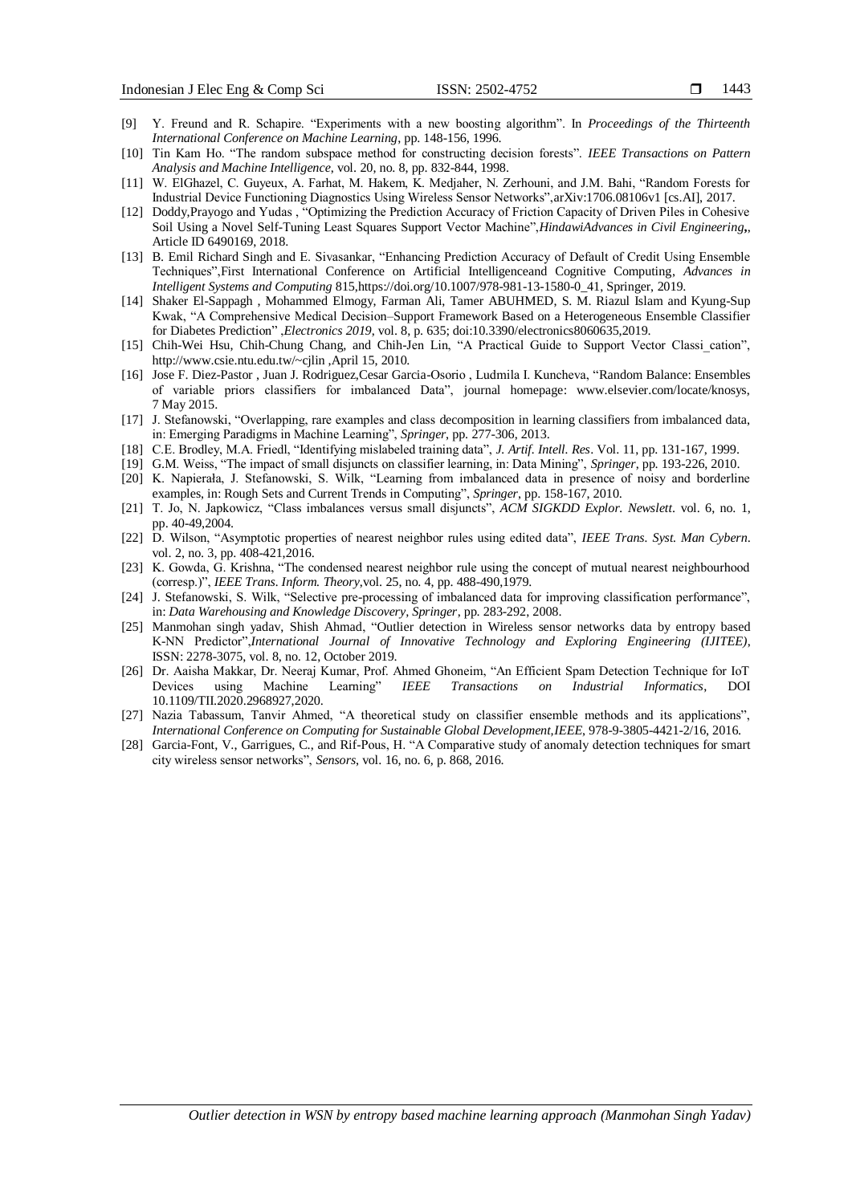[9] Y. Freund and R. Schapire. "Experiments with a new boosting algorithm". In *Proceedings of the Thirteenth International Conference on Machine Learning*, pp. 148-156, 1996.

[10] Tin Kam Ho. "The random subspace method for constructing decision forests". *IEEE Transactions on Pattern Analysis and Machine Intelligence*, vol. 20, no. 8, pp. 832-844, 1998.

[11] W. ElGhazel, C. Guyeux, A. Farhat, M. Hakem, K. Medjaher, N. Zerhouni, and J.M. Bahi, "Random Forests for Industrial Device Functioning Diagnostics Using Wireless Sensor Networks",arXiv:1706.08106v1 [cs.AI], 2017.

[12] Doddy,Prayogo and Yudas , "Optimizing the Prediction Accuracy of Friction Capacity of Driven Piles in Cohesive Soil Using a Novel Self-Tuning Least Squares Support Vector Machine",*HindawiAdvances in Civil Engineering*,, Article ID 6490169, 2018.

[13] B. Emil Richard Singh and E. Sivasankar, "Enhancing Prediction Accuracy of Default of Credit Using Ensemble Techniques",First International Conference on Artificial Intelligenceand Cognitive Computing, *Advances in Intelligent Systems and Computing* 815,https://doi.org/10.1007/978-981-13-1580-0_41, Springer, 2019.

[14] Shaker El-Sappagh , Mohammed Elmogy, Farman Ali, Tamer ABUHMED, S. M. Riazul Islam and Kyung-Sup Kwak, "A Comprehensive Medical Decision–Support Framework Based on a Heterogeneous Ensemble Classifier for Diabetes Prediction" ,*Electronics 2019*, vol. 8, p. 635; doi:10.3390/electronics8060635,2019.

[15] Chih-Wei Hsu, Chih-Chung Chang, and Chih-Jen Lin, "A Practical Guide to Support Vector Classi_cation", http://www.csie.ntu.edu.tw/~cjlin ,April 15, 2010.

[16] Jose F. Diez-Pastor , Juan J. Rodriguez,Cesar Garcia-Osorio , Ludmila I. Kuncheva, "Random Balance: Ensembles of variable priors classifiers for imbalanced Data", journal homepage: www.elsevier.com/locate/knosys, 7 May 2015.

[17] J. Stefanowski, "Overlapping, rare examples and class decomposition in learning classifiers from imbalanced data, in: Emerging Paradigms in Machine Learning", *Springer*, pp. 277-306, 2013.

[18] C.E. Brodley, M.A. Friedl, "Identifying mislabeled training data", *J. Artif. Intell. Res*. Vol. 11, pp. 131-167, 1999.

[19] G.M. Weiss, "The impact of small disjuncts on classifier learning, in: Data Mining", *Springer*, pp. 193-226, 2010.

[20] K. Napierała, J. Stefanowski, S. Wilk, "Learning from imbalanced data in presence of noisy and borderline examples, in: Rough Sets and Current Trends in Computing", *Springer*, pp. 158-167, 2010.

[21] T. Jo, N. Japkowicz, "Class imbalances versus small disjuncts", *ACM SIGKDD Explor. Newslett*. vol. 6, no. 1, pp. 40-49,2004.

[22] D. Wilson, "Asymptotic properties of nearest neighbor rules using edited data", *IEEE Trans. Syst. Man Cybern*. vol. 2, no. 3, pp. 408-421,2016.

[23] K. Gowda, G. Krishna, "The condensed nearest neighbor rule using the concept of mutual nearest neighbourhood (corresp.)", *IEEE Trans. Inform. Theory*,vol. 25, no. 4, pp. 488-490,1979.

[24] J. Stefanowski, S. Wilk, "Selective pre-processing of imbalanced data for improving classification performance", in: *Data Warehousing and Knowledge Discovery*, *Springer*, pp. 283-292, 2008.

[25] Manmohan singh yadav, Shish Ahmad, "Outlier detection in Wireless sensor networks data by entropy based K-NN Predictor",*International Journal of Innovative Technology and Exploring Engineering (IJITEE)*, ISSN: 2278-3075, vol. 8, no. 12, October 2019.

[26] Dr. Aaisha Makkar, Dr. Neeraj Kumar, Prof. Ahmed Ghoneim, "An Efficient Spam Detection Technique for IoT Devices using Machine Learning" *IEEE Transactions on Industrial Informatics*, DOI 10.1109/TII.2020.2968927,2020.

[27] Nazia Tabassum, Tanvir Ahmed, "A theoretical study on classifier ensemble methods and its applications", *International Conference on Computing for Sustainable Global Development,IEEE*, 978-9-3805-4421-2/16, 2016.

[28] Garcia-Font, V., Garrigues, C., and Rif-Pous, H. "A Comparative study of anomaly detection techniques for smart city wireless sensor networks", *Sensors*, vol. 16, no. 6, p. 868, 2016.